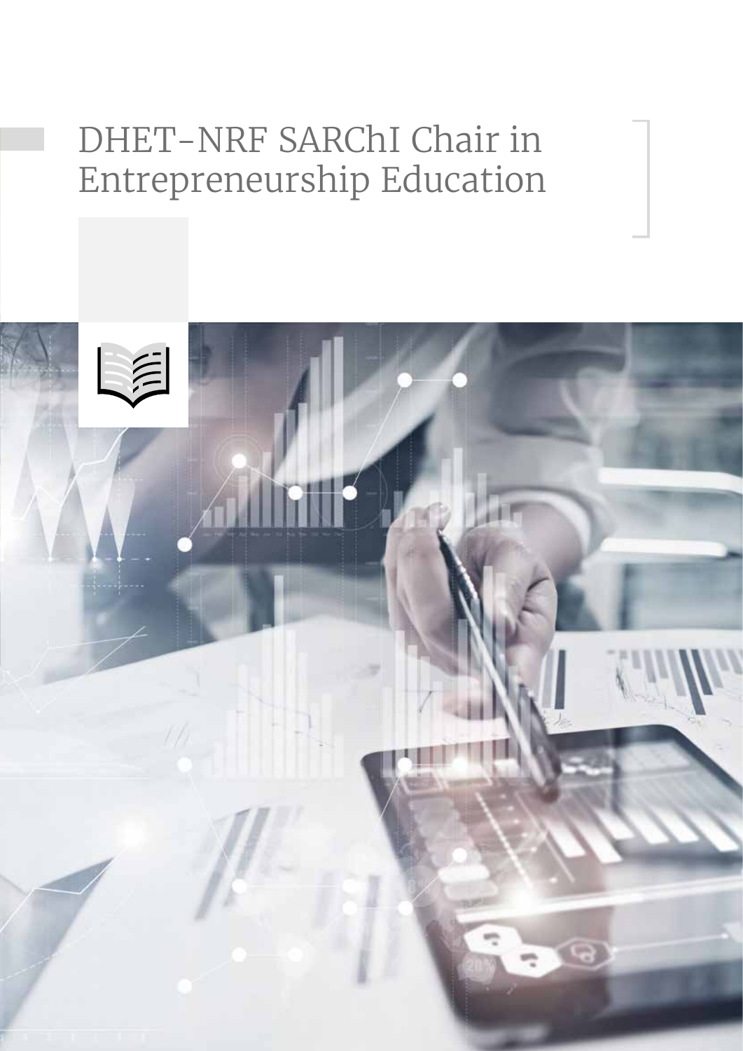# DHET-NRF SARChI Chair in Entrepreneurship Education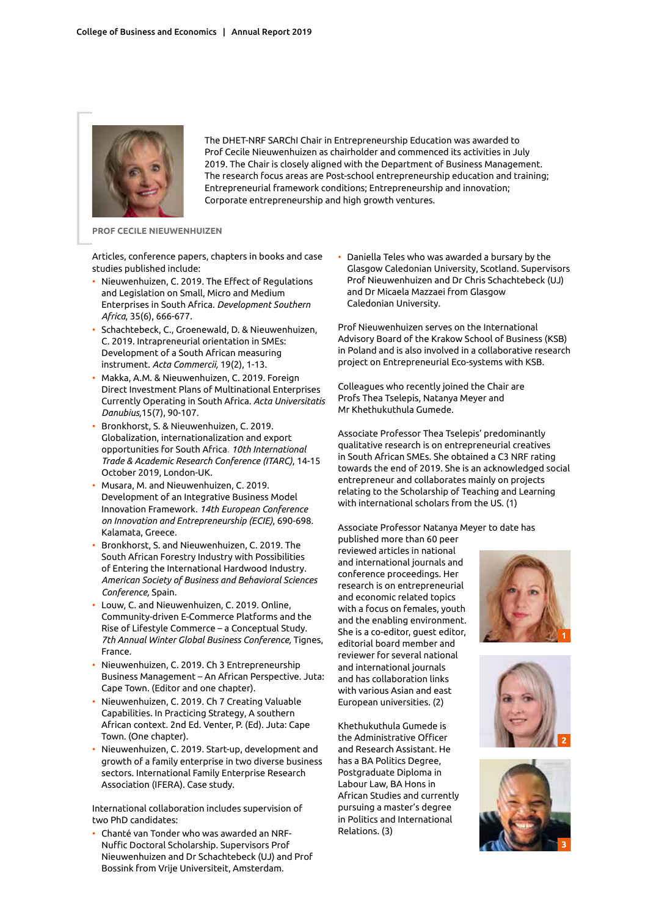The DHET-NRF SARChI Chair in Entrepreneurship Education was awarded to Prof Cecile Nieuwenhuizen as chairholder and commenced its activities in July 2019. The Chair is closely aligned with the Department of Business Management. The research focus areas are Post-school entrepreneurship education and training; Entrepreneurial framework conditions; Entrepreneurship and innovation; Corporate entrepreneurship and high growth ventures.

**PROF CECILE NIEUWENHUIZEN**

Articles, conference papers, chapters in books and case studies published include:

- Nieuwenhuizen, C. 2019. The Effect of Regulations and Legislation on Small, Micro and Medium Enterprises in South Africa. *Development Southern Africa*, 35(6), 666-677.
- Schachtebeck, C., Groenewald, D. & Nieuwenhuizen, C. 2019. Intrapreneurial orientation in SMEs: Development of a South African measuring instrument. *Acta Commercii,* 19(2), 1-13.
- Makka, A.M. & Nieuwenhuizen, C. 2019. Foreign Direct Investment Plans of Multinational Enterprises Currently Operating in South Africa. *Acta Universitatis Danubius,*15(7), 90-107.
- Bronkhorst, S. & Nieuwenhuizen, C. 2019. Globalization, internationalization and export opportunities for South Africa. *10th International Trade & Academic Research Conference (ITARC)*, 14-15 October 2019, London-UK.
- Musara, M. and Nieuwenhuizen, C. 2019. Development of an Integrative Business Model Innovation Framework. *14th European Conference on Innovation and Entrepreneurship (ECIE)*, 690-698. Kalamata, Greece.
- Bronkhorst, S. and Nieuwenhuizen, C. 2019. The South African Forestry Industry with Possibilities of Entering the International Hardwood Industry. *American Society of Business and Behavioral Sciences Conference,* Spain.
- Louw, C. and Nieuwenhuizen, C. 2019. Online, Community-driven E-Commerce Platforms and the Rise of Lifestyle Commerce – a Conceptual Study. *7th Annual Winter Global Business Conference,* Tignes, France.
- Nieuwenhuizen, C. 2019. Ch 3 Entrepreneurship Business Management – An African Perspective. Juta: Cape Town. (Editor and one chapter).
- Nieuwenhuizen, C. 2019. Ch 7 Creating Valuable Capabilities. In Practicing Strategy, A southern African context. 2nd Ed. Venter, P. (Ed). Juta: Cape Town. (One chapter).
- Nieuwenhuizen, C. 2019. Start-up, development and growth of a family enterprise in two diverse business sectors. International Family Enterprise Research Association (IFERA). Case study.

International collaboration includes supervision of two PhD candidates:

- Chanté van Tonder who was awarded an NRF-Nuffic Doctoral Scholarship. Supervisors Prof Nieuwenhuizen and Dr Schachtebeck (UJ) and Prof Bossink from Vrije Universiteit, Amsterdam.
- Daniella Teles who was awarded a bursary by the Glasgow Caledonian University, Scotland. Supervisors Prof Nieuwenhuizen and Dr Chris Schachtebeck (UJ) and Dr Micaela Mazzaei from Glasgow Caledonian University.

Prof Nieuwenhuizen serves on the International Advisory Board of the Krakow School of Business (KSB) in Poland and is also involved in a collaborative research project on Entrepreneurial Eco-systems with KSB.

Colleagues who recently joined the Chair are Profs Thea Tselepis, Natanya Meyer and Mr Khethukuthula Gumede.

Associate Professor Thea Tselepis' predominantly qualitative research is on entrepreneurial creatives in South African SMEs. She obtained a C3 NRF rating towards the end of 2019. She is an acknowledged social entrepreneur and collaborates mainly on projects relating to the Scholarship of Teaching and Learning with international scholars from the US. (1)

Associate Professor Natanya Meyer to date has published more than 60 peer reviewed articles in national and international journals and conference proceedings. Her research is on entrepreneurial and economic related topics with a focus on females, youth and the enabling environment. She is a co-editor, guest editor, editorial board member and reviewer for several national and international journals and has collaboration links with various Asian and east European universities. (2)

Khethukuthula Gumede is the Administrative Officer and Research Assistant. He has a BA Politics Degree, Postgraduate Diploma in Labour Law, BA Hons in African Studies and currently pursuing a master's degree in Politics and International Relations. (3)

1

2

3